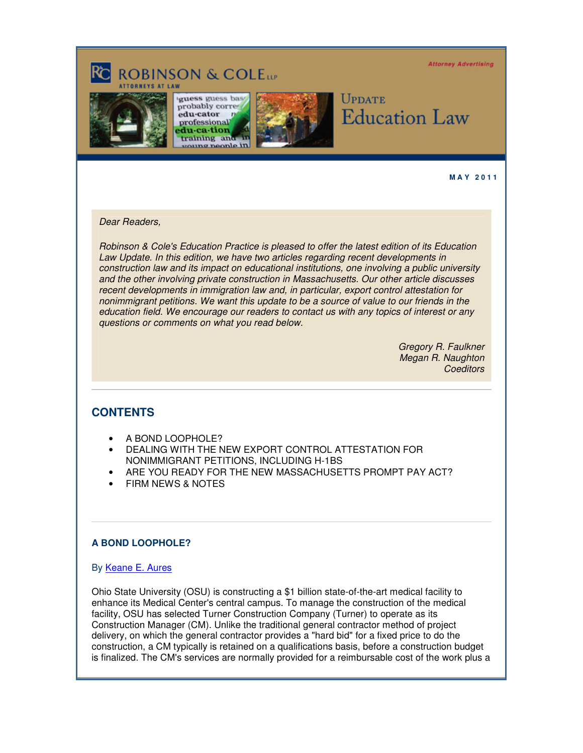Attorney Advertising

# ROBINSON & COLE LLP

ATTORNEYS AT LAW

## UPDATE Education Law

**MAY 2011**

*Dear Readers,*

*Robinson & Cole's Education Practice is pleased to offer the latest edition of its Education Law Update. In this edition, we have two articles regarding recent developments in construction law and its impact on educational institutions, one involving a public university and the other involving private construction in Massachusetts. Our other article discusses recent developments in immigration law and, in particular, export control attestation for nonimmigrant petitions. We want this update to be a source of value to our friends in the education field. We encourage our readers to contact us with any topics of interest or any questions or comments on what you read below.*

*Gregory R. Faulkner*
*Megan R. Naughton*
*Coeditors*

## CONTENTS

- A BOND LOOPHOLE?
- DEALING WITH THE NEW EXPORT CONTROL ATTESTATION FOR NONIMMIGRANT PETITIONS, INCLUDING H-1BS
- ARE YOU READY FOR THE NEW MASSACHUSETTS PROMPT PAY ACT?
- FIRM NEWS & NOTES

### A BOND LOOPHOLE?

By Keane E. Aures

Ohio State University (OSU) is constructing a $1 billion state-of-the-art medical facility to enhance its Medical Center's central campus. To manage the construction of the medical facility, OSU has selected Turner Construction Company (Turner) to operate as its Construction Manager (CM). Unlike the traditional general contractor method of project delivery, on which the general contractor provides a "hard bid" for a fixed price to do the construction, a CM typically is retained on a qualifications basis, before a construction budget is finalized. The CM's services are normally provided for a reimbursable cost of the work plus a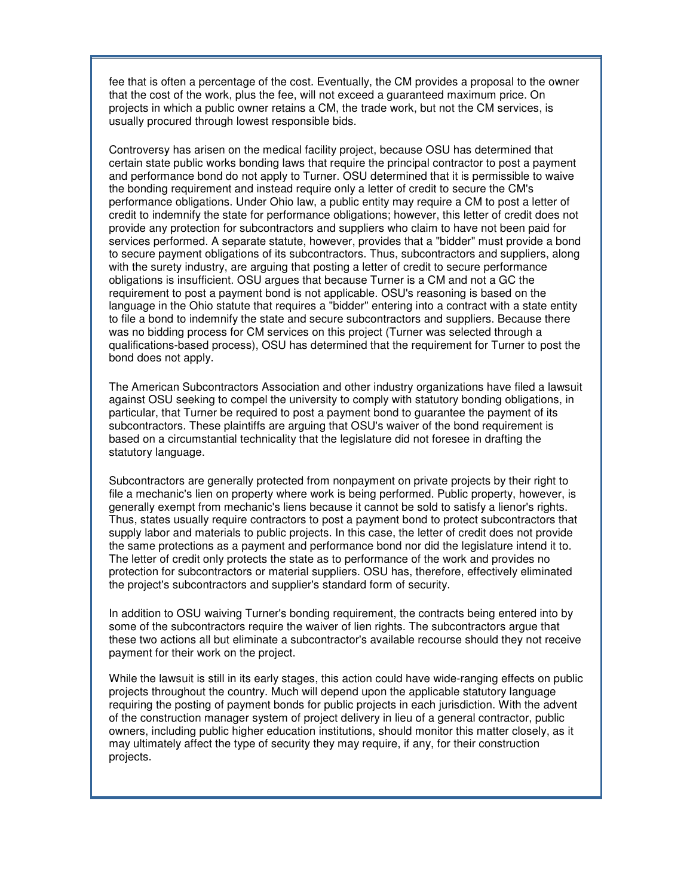fee that is often a percentage of the cost. Eventually, the CM provides a proposal to the owner that the cost of the work, plus the fee, will not exceed a guaranteed maximum price. On projects in which a public owner retains a CM, the trade work, but not the CM services, is usually procured through lowest responsible bids.

Controversy has arisen on the medical facility project, because OSU has determined that certain state public works bonding laws that require the principal contractor to post a payment and performance bond do not apply to Turner. OSU determined that it is permissible to waive the bonding requirement and instead require only a letter of credit to secure the CM's performance obligations. Under Ohio law, a public entity may require a CM to post a letter of credit to indemnify the state for performance obligations; however, this letter of credit does not provide any protection for subcontractors and suppliers who claim to have not been paid for services performed. A separate statute, however, provides that a "bidder" must provide a bond to secure payment obligations of its subcontractors. Thus, subcontractors and suppliers, along with the surety industry, are arguing that posting a letter of credit to secure performance obligations is insufficient. OSU argues that because Turner is a CM and not a GC the requirement to post a payment bond is not applicable. OSU's reasoning is based on the language in the Ohio statute that requires a "bidder" entering into a contract with a state entity to file a bond to indemnify the state and secure subcontractors and suppliers. Because there was no bidding process for CM services on this project (Turner was selected through a qualifications-based process), OSU has determined that the requirement for Turner to post the bond does not apply.

The American Subcontractors Association and other industry organizations have filed a lawsuit against OSU seeking to compel the university to comply with statutory bonding obligations, in particular, that Turner be required to post a payment bond to guarantee the payment of its subcontractors. These plaintiffs are arguing that OSU's waiver of the bond requirement is based on a circumstantial technicality that the legislature did not foresee in drafting the statutory language.

Subcontractors are generally protected from nonpayment on private projects by their right to file a mechanic's lien on property where work is being performed. Public property, however, is generally exempt from mechanic's liens because it cannot be sold to satisfy a lienor's rights. Thus, states usually require contractors to post a payment bond to protect subcontractors that supply labor and materials to public projects. In this case, the letter of credit does not provide the same protections as a payment and performance bond nor did the legislature intend it to. The letter of credit only protects the state as to performance of the work and provides no protection for subcontractors or material suppliers. OSU has, therefore, effectively eliminated the project's subcontractors and supplier's standard form of security.

In addition to OSU waiving Turner's bonding requirement, the contracts being entered into by some of the subcontractors require the waiver of lien rights. The subcontractors argue that these two actions all but eliminate a subcontractor's available recourse should they not receive payment for their work on the project.

While the lawsuit is still in its early stages, this action could have wide-ranging effects on public projects throughout the country. Much will depend upon the applicable statutory language requiring the posting of payment bonds for public projects in each jurisdiction. With the advent of the construction manager system of project delivery in lieu of a general contractor, public owners, including public higher education institutions, should monitor this matter closely, as it may ultimately affect the type of security they may require, if any, for their construction projects.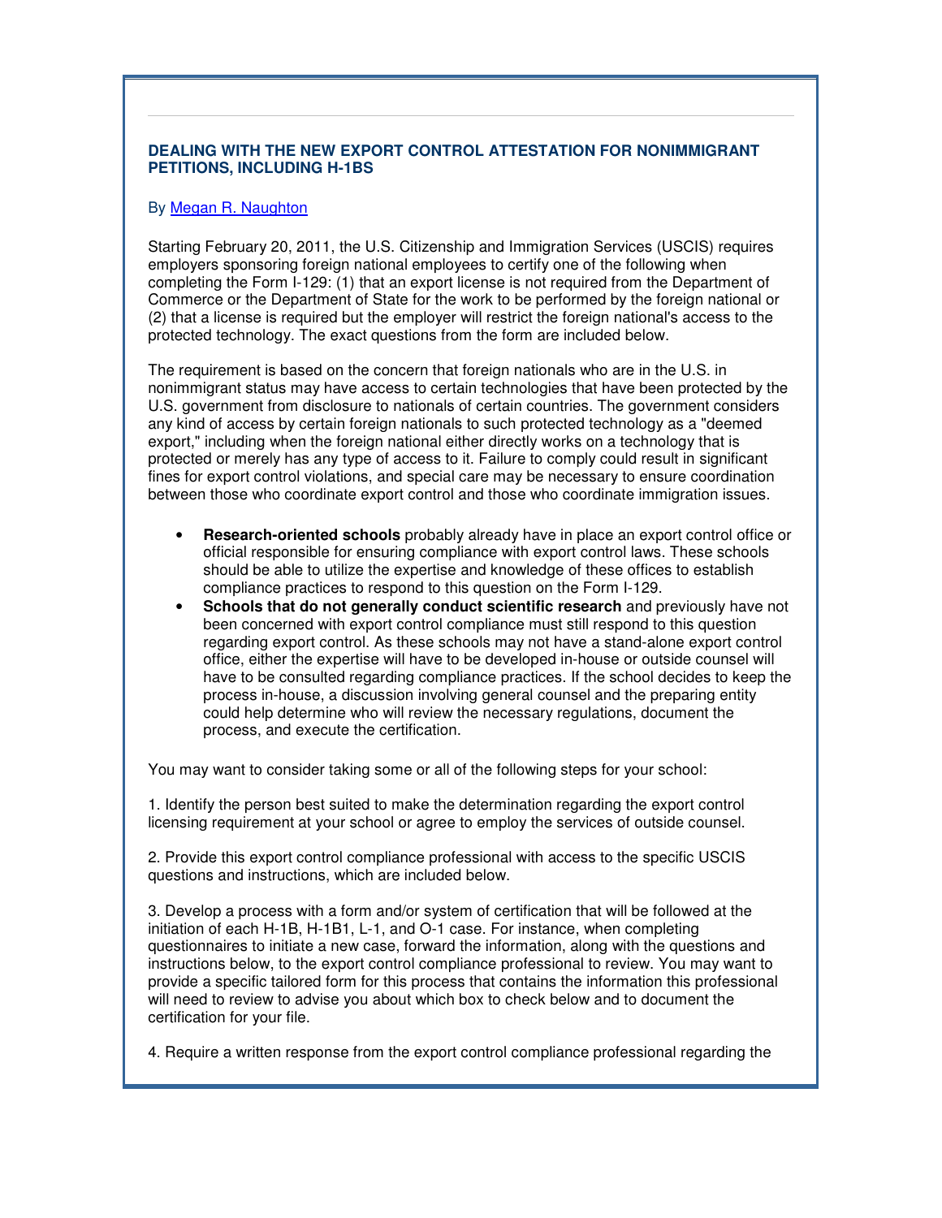### DEALING WITH THE NEW EXPORT CONTROL ATTESTATION FOR NONIMMIGRANT PETITIONS, INCLUDING H-1BS

By [Megan R. Naughton]

Starting February 20, 2011, the U.S. Citizenship and Immigration Services (USCIS) requires employers sponsoring foreign national employees to certify one of the following when completing the Form I-129: (1) that an export license is not required from the Department of Commerce or the Department of State for the work to be performed by the foreign national or (2) that a license is required but the employer will restrict the foreign national's access to the protected technology. The exact questions from the form are included below.

The requirement is based on the concern that foreign nationals who are in the U.S. in nonimmigrant status may have access to certain technologies that have been protected by the U.S. government from disclosure to nationals of certain countries. The government considers any kind of access by certain foreign nationals to such protected technology as a "deemed export," including when the foreign national either directly works on a technology that is protected or merely has any type of access to it. Failure to comply could result in significant fines for export control violations, and special care may be necessary to ensure coordination between those who coordinate export control and those who coordinate immigration issues.

- **Research-oriented schools** probably already have in place an export control office or official responsible for ensuring compliance with export control laws. These schools should be able to utilize the expertise and knowledge of these offices to establish compliance practices to respond to this question on the Form I-129.
- **Schools that do not generally conduct scientific research** and previously have not been concerned with export control compliance must still respond to this question regarding export control. As these schools may not have a stand-alone export control office, either the expertise will have to be developed in-house or outside counsel will have to be consulted regarding compliance practices. If the school decides to keep the process in-house, a discussion involving general counsel and the preparing entity could help determine who will review the necessary regulations, document the process, and execute the certification.

You may want to consider taking some or all of the following steps for your school:

1. Identify the person best suited to make the determination regarding the export control licensing requirement at your school or agree to employ the services of outside counsel.

2. Provide this export control compliance professional with access to the specific USCIS questions and instructions, which are included below.

3. Develop a process with a form and/or system of certification that will be followed at the initiation of each H-1B, H-1B1, L-1, and O-1 case. For instance, when completing questionnaires to initiate a new case, forward the information, along with the questions and instructions below, to the export control compliance professional to review. You may want to provide a specific tailored form for this process that contains the information this professional will need to review to advise you about which box to check below and to document the certification for your file.

4. Require a written response from the export control compliance professional regarding the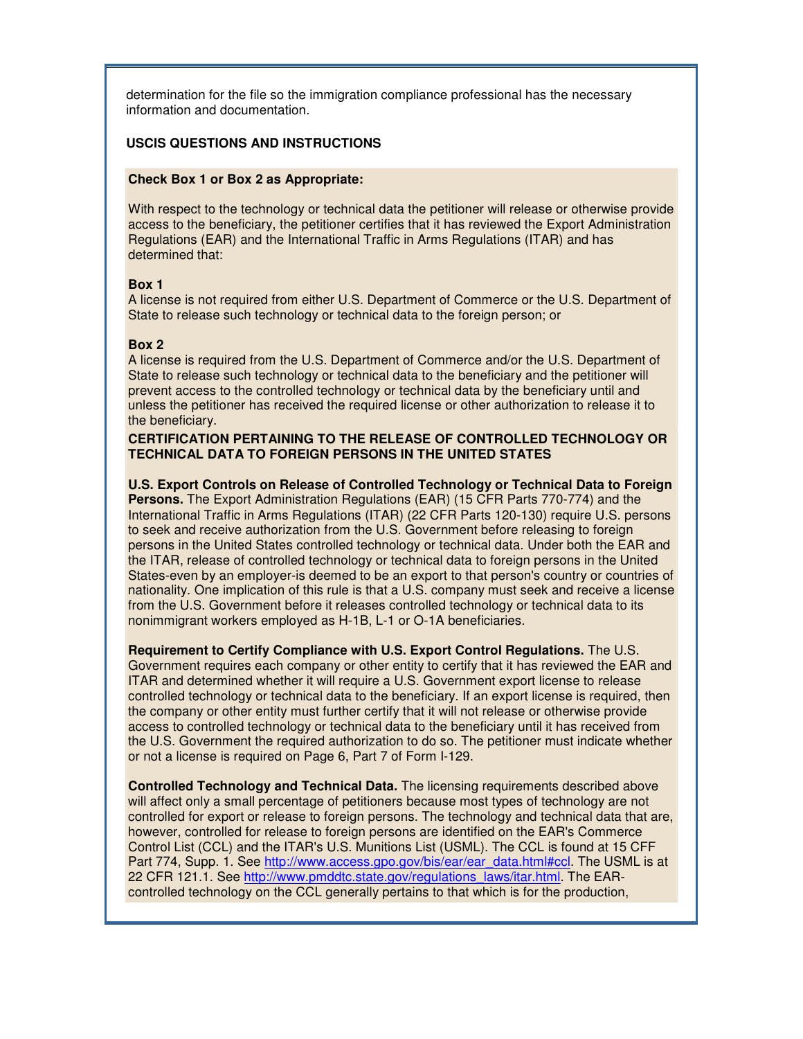determination for the file so the immigration compliance professional has the necessary information and documentation.

**USCIS QUESTIONS AND INSTRUCTIONS**

**Check Box 1 or Box 2 as Appropriate:**

With respect to the technology or technical data the petitioner will release or otherwise provide access to the beneficiary, the petitioner certifies that it has reviewed the Export Administration Regulations (EAR) and the International Traffic in Arms Regulations (ITAR) and has determined that:

**Box 1**
A license is not required from either U.S. Department of Commerce or the U.S. Department of State to release such technology or technical data to the foreign person; or

**Box 2**
A license is required from the U.S. Department of Commerce and/or the U.S. Department of State to release such technology or technical data to the beneficiary and the petitioner will prevent access to the controlled technology or technical data by the beneficiary until and unless the petitioner has received the required license or other authorization to release it to the beneficiary.

**CERTIFICATION PERTAINING TO THE RELEASE OF CONTROLLED TECHNOLOGY OR TECHNICAL DATA TO FOREIGN PERSONS IN THE UNITED STATES**

**U.S. Export Controls on Release of Controlled Technology or Technical Data to Foreign Persons.** The Export Administration Regulations (EAR) (15 CFR Parts 770-774) and the International Traffic in Arms Regulations (ITAR) (22 CFR Parts 120-130) require U.S. persons to seek and receive authorization from the U.S. Government before releasing to foreign persons in the United States controlled technology or technical data. Under both the EAR and the ITAR, release of controlled technology or technical data to foreign persons in the United States-even by an employer-is deemed to be an export to that person's country or countries of nationality. One implication of this rule is that a U.S. company must seek and receive a license from the U.S. Government before it releases controlled technology or technical data to its nonimmigrant workers employed as H-1B, L-1 or O-1A beneficiaries.

**Requirement to Certify Compliance with U.S. Export Control Regulations.** The U.S. Government requires each company or other entity to certify that it has reviewed the EAR and ITAR and determined whether it will require a U.S. Government export license to release controlled technology or technical data to the beneficiary. If an export license is required, then the company or other entity must further certify that it will not release or otherwise provide access to controlled technology or technical data to the beneficiary until it has received from the U.S. Government the required authorization to do so. The petitioner must indicate whether or not a license is required on Page 6, Part 7 of Form I-129.

**Controlled Technology and Technical Data.** The licensing requirements described above will affect only a small percentage of petitioners because most types of technology are not controlled for export or release to foreign persons. The technology and technical data that are, however, controlled for release to foreign persons are identified on the EAR's Commerce Control List (CCL) and the ITAR's U.S. Munitions List (USML). The CCL is found at 15 CFF Part 774, Supp. 1. See http://www.access.gpo.gov/bis/ear/ear_data.html#ccl. The USML is at 22 CFR 121.1. See http://www.pmddtc.state.gov/regulations_laws/itar.html. The EAR-controlled technology on the CCL generally pertains to that which is for the production,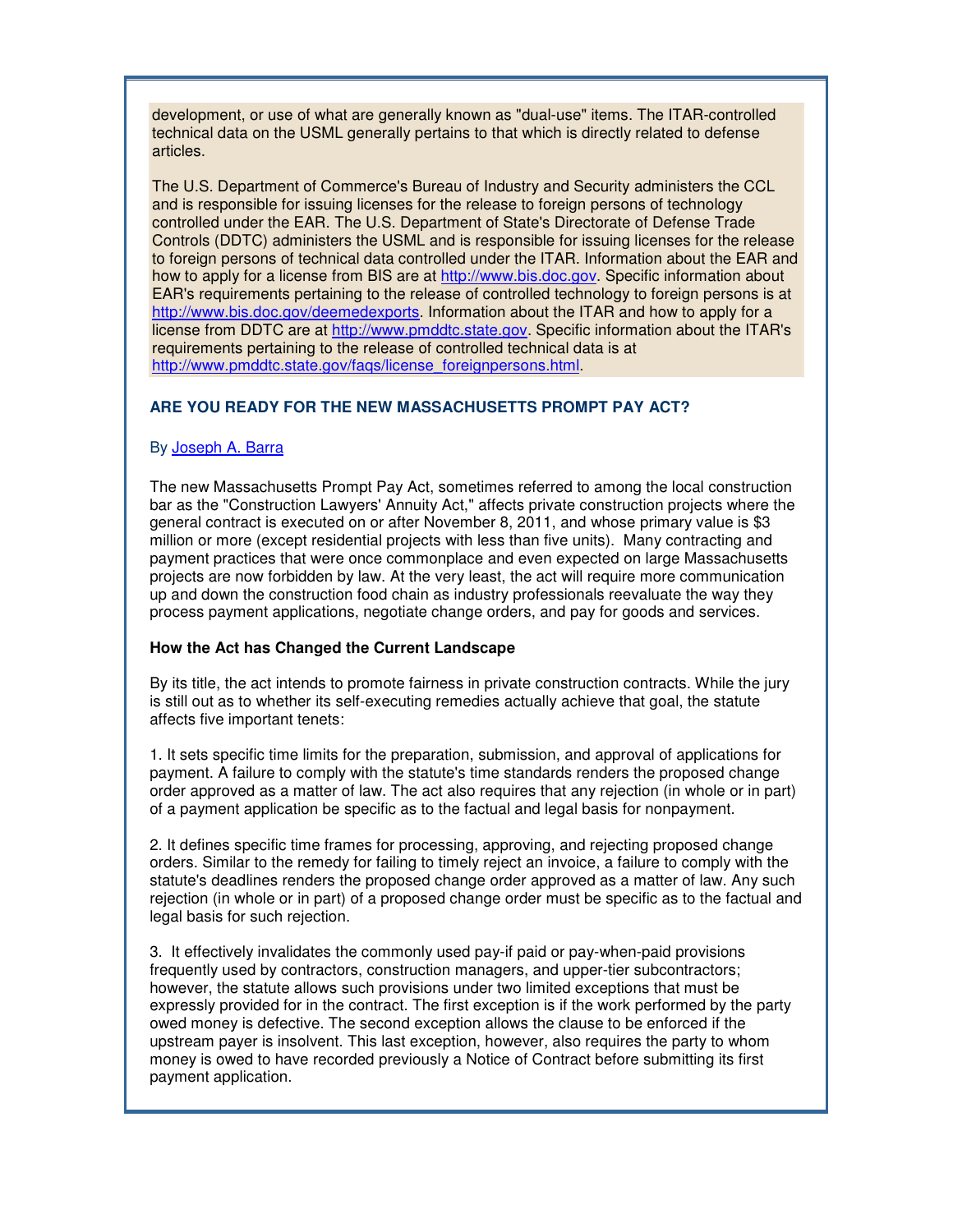development, or use of what are generally known as "dual-use" items. The ITAR-controlled technical data on the USML generally pertains to that which is directly related to defense articles.

The U.S. Department of Commerce's Bureau of Industry and Security administers the CCL and is responsible for issuing licenses for the release to foreign persons of technology controlled under the EAR. The U.S. Department of State's Directorate of Defense Trade Controls (DDTC) administers the USML and is responsible for issuing licenses for the release to foreign persons of technical data controlled under the ITAR. Information about the EAR and how to apply for a license from BIS are at http://www.bis.doc.gov. Specific information about EAR's requirements pertaining to the release of controlled technology to foreign persons is at http://www.bis.doc.gov/deemedexports. Information about the ITAR and how to apply for a license from DDTC are at http://www.pmddtc.state.gov. Specific information about the ITAR's requirements pertaining to the release of controlled technical data is at http://www.pmddtc.state.gov/faqs/license_foreignpersons.html.

## ARE YOU READY FOR THE NEW MASSACHUSETTS PROMPT PAY ACT?

By Joseph A. Barra

The new Massachusetts Prompt Pay Act, sometimes referred to among the local construction bar as the "Construction Lawyers' Annuity Act," affects private construction projects where the general contract is executed on or after November 8, 2011, and whose primary value is $3 million or more (except residential projects with less than five units). Many contracting and payment practices that were once commonplace and even expected on large Massachusetts projects are now forbidden by law. At the very least, the act will require more communication up and down the construction food chain as industry professionals reevaluate the way they process payment applications, negotiate change orders, and pay for goods and services.

### How the Act has Changed the Current Landscape

By its title, the act intends to promote fairness in private construction contracts. While the jury is still out as to whether its self-executing remedies actually achieve that goal, the statute affects five important tenets:

1. It sets specific time limits for the preparation, submission, and approval of applications for payment. A failure to comply with the statute's time standards renders the proposed change order approved as a matter of law. The act also requires that any rejection (in whole or in part) of a payment application be specific as to the factual and legal basis for nonpayment.

2. It defines specific time frames for processing, approving, and rejecting proposed change orders. Similar to the remedy for failing to timely reject an invoice, a failure to comply with the statute's deadlines renders the proposed change order approved as a matter of law. Any such rejection (in whole or in part) of a proposed change order must be specific as to the factual and legal basis for such rejection.

3. It effectively invalidates the commonly used pay-if paid or pay-when-paid provisions frequently used by contractors, construction managers, and upper-tier subcontractors; however, the statute allows such provisions under two limited exceptions that must be expressly provided for in the contract. The first exception is if the work performed by the party owed money is defective. The second exception allows the clause to be enforced if the upstream payer is insolvent. This last exception, however, also requires the party to whom money is owed to have recorded previously a Notice of Contract before submitting its first payment application.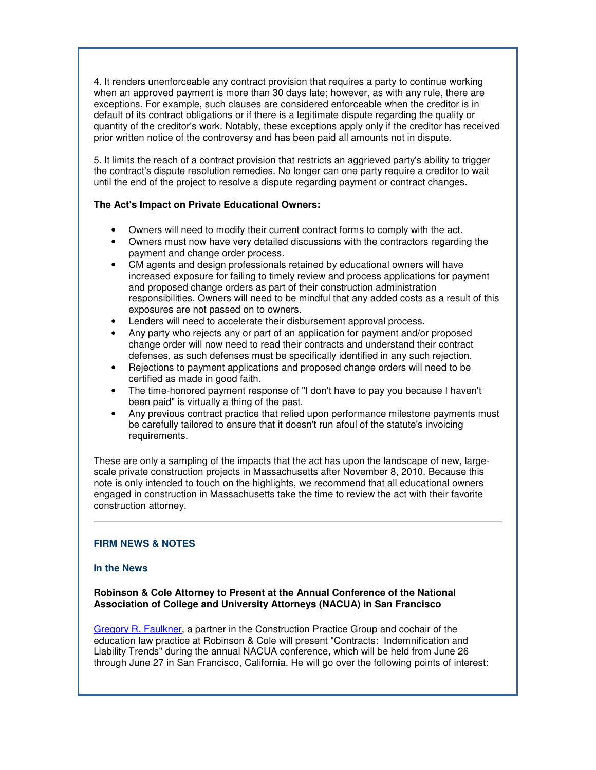4. It renders unenforceable any contract provision that requires a party to continue working when an approved payment is more than 30 days late; however, as with any rule, there are exceptions. For example, such clauses are considered enforceable when the creditor is in default of its contract obligations or if there is a legitimate dispute regarding the quality or quantity of the creditor's work. Notably, these exceptions apply only if the creditor has received prior written notice of the controversy and has been paid all amounts not in dispute.

5. It limits the reach of a contract provision that restricts an aggrieved party's ability to trigger the contract's dispute resolution remedies. No longer can one party require a creditor to wait until the end of the project to resolve a dispute regarding payment or contract changes.

**The Act's Impact on Private Educational Owners:**

- Owners will need to modify their current contract forms to comply with the act.
- Owners must now have very detailed discussions with the contractors regarding the payment and change order process.
- CM agents and design professionals retained by educational owners will have increased exposure for failing to timely review and process applications for payment and proposed change orders as part of their construction administration responsibilities. Owners will need to be mindful that any added costs as a result of this exposures are not passed on to owners.
- Lenders will need to accelerate their disbursement approval process.
- Any party who rejects any or part of an application for payment and/or proposed change order will now need to read their contracts and understand their contract defenses, as such defenses must be specifically identified in any such rejection.
- Rejections to payment applications and proposed change orders will need to be certified as made in good faith.
- The time-honored payment response of "I don't have to pay you because I haven't been paid" is virtually a thing of the past.
- Any previous contract practice that relied upon performance milestone payments must be carefully tailored to ensure that it doesn't run afoul of the statute's invoicing requirements.

These are only a sampling of the impacts that the act has upon the landscape of new, large-scale private construction projects in Massachusetts after November 8, 2010. Because this note is only intended to touch on the highlights, we recommend that all educational owners engaged in construction in Massachusetts take the time to review the act with their favorite construction attorney.

---

## FIRM NEWS & NOTES

### In the News

**Robinson & Cole Attorney to Present at the Annual Conference of the National Association of College and University Attorneys (NACUA) in San Francisco**

Gregory R. Faulkner, a partner in the Construction Practice Group and cochair of the education law practice at Robinson & Cole will present "Contracts: Indemnification and Liability Trends" during the annual NACUA conference, which will be held from June 26 through June 27 in San Francisco, California. He will go over the following points of interest: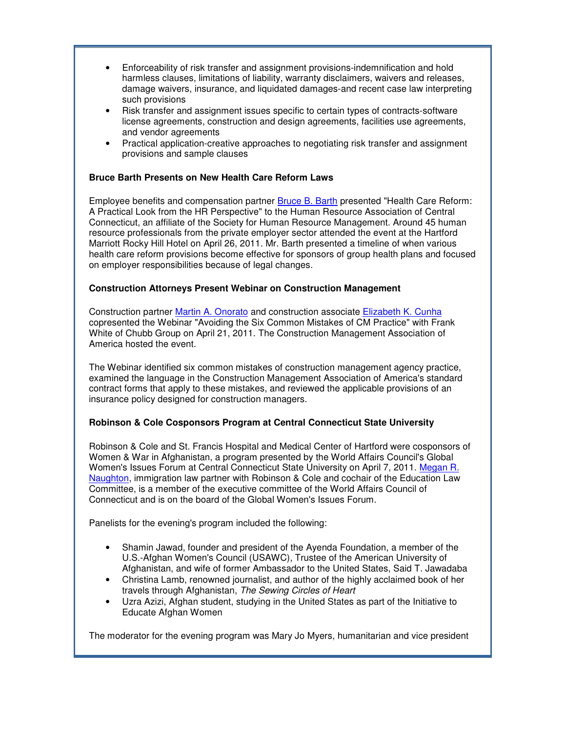- Enforceability of risk transfer and assignment provisions-indemnification and hold harmless clauses, limitations of liability, warranty disclaimers, waivers and releases, damage waivers, insurance, and liquidated damages-and recent case law interpreting such provisions
- Risk transfer and assignment issues specific to certain types of contracts-software license agreements, construction and design agreements, facilities use agreements, and vendor agreements
- Practical application-creative approaches to negotiating risk transfer and assignment provisions and sample clauses

**Bruce Barth Presents on New Health Care Reform Laws**

Employee benefits and compensation partner Bruce B. Barth presented "Health Care Reform: A Practical Look from the HR Perspective" to the Human Resource Association of Central Connecticut, an affiliate of the Society for Human Resource Management. Around 45 human resource professionals from the private employer sector attended the event at the Hartford Marriott Rocky Hill Hotel on April 26, 2011. Mr. Barth presented a timeline of when various health care reform provisions become effective for sponsors of group health plans and focused on employer responsibilities because of legal changes.

**Construction Attorneys Present Webinar on Construction Management**

Construction partner Martin A. Onorato and construction associate Elizabeth K. Cunha copresented the Webinar "Avoiding the Six Common Mistakes of CM Practice" with Frank White of Chubb Group on April 21, 2011. The Construction Management Association of America hosted the event.

The Webinar identified six common mistakes of construction management agency practice, examined the language in the Construction Management Association of America's standard contract forms that apply to these mistakes, and reviewed the applicable provisions of an insurance policy designed for construction managers.

**Robinson & Cole Cosponsors Program at Central Connecticut State University**

Robinson & Cole and St. Francis Hospital and Medical Center of Hartford were cosponsors of Women & War in Afghanistan, a program presented by the World Affairs Council's Global Women's Issues Forum at Central Connecticut State University on April 7, 2011. Megan R. Naughton, immigration law partner with Robinson & Cole and cochair of the Education Law Committee, is a member of the executive committee of the World Affairs Council of Connecticut and is on the board of the Global Women's Issues Forum.

Panelists for the evening's program included the following:

- Shamin Jawad, founder and president of the Ayenda Foundation, a member of the U.S.-Afghan Women's Council (USAWC), Trustee of the American University of Afghanistan, and wife of former Ambassador to the United States, Said T. Jawadaba
- Christina Lamb, renowned journalist, and author of the highly acclaimed book of her travels through Afghanistan, *The Sewing Circles of Heart*
- Uzra Azizi, Afghan student, studying in the United States as part of the Initiative to Educate Afghan Women

The moderator for the evening program was Mary Jo Myers, humanitarian and vice president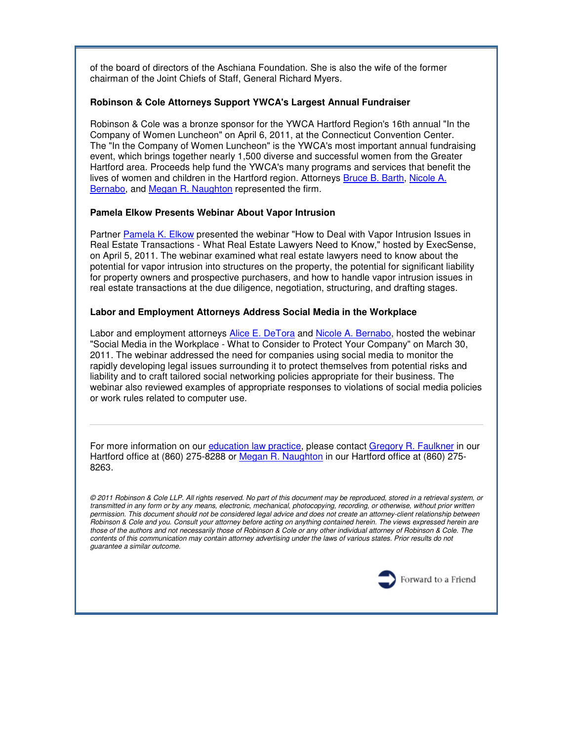of the board of directors of the Aschiana Foundation. She is also the wife of the former chairman of the Joint Chiefs of Staff, General Richard Myers.

**Robinson & Cole Attorneys Support YWCA's Largest Annual Fundraiser**

Robinson & Cole was a bronze sponsor for the YWCA Hartford Region's 16th annual "In the Company of Women Luncheon" on April 6, 2011, at the Connecticut Convention Center. The "In the Company of Women Luncheon" is the YWCA's most important annual fundraising event, which brings together nearly 1,500 diverse and successful women from the Greater Hartford area. Proceeds help fund the YWCA's many programs and services that benefit the lives of women and children in the Hartford region. Attorneys Bruce B. Barth, Nicole A. Bernabo, and Megan R. Naughton represented the firm.

**Pamela Elkow Presents Webinar About Vapor Intrusion**

Partner Pamela K. Elkow presented the webinar "How to Deal with Vapor Intrusion Issues in Real Estate Transactions - What Real Estate Lawyers Need to Know," hosted by ExecSense, on April 5, 2011. The webinar examined what real estate lawyers need to know about the potential for vapor intrusion into structures on the property, the potential for significant liability for property owners and prospective purchasers, and how to handle vapor intrusion issues in real estate transactions at the due diligence, negotiation, structuring, and drafting stages.

**Labor and Employment Attorneys Address Social Media in the Workplace**

Labor and employment attorneys Alice E. DeTora and Nicole A. Bernabo, hosted the webinar "Social Media in the Workplace - What to Consider to Protect Your Company" on March 30, 2011. The webinar addressed the need for companies using social media to monitor the rapidly developing legal issues surrounding it to protect themselves from potential risks and liability and to craft tailored social networking policies appropriate for their business. The webinar also reviewed examples of appropriate responses to violations of social media policies or work rules related to computer use.

---

For more information on our education law practice, please contact Gregory R. Faulkner in our Hartford office at (860) 275-8288 or Megan R. Naughton in our Hartford office at (860) 275-8263.

*© 2011 Robinson & Cole LLP. All rights reserved. No part of this document may be reproduced, stored in a retrieval system, or transmitted in any form or by any means, electronic, mechanical, photocopying, recording, or otherwise, without prior written permission. This document should not be considered legal advice and does not create an attorney-client relationship between Robinson & Cole and you. Consult your attorney before acting on anything contained herein. The views expressed herein are those of the authors and not necessarily those of Robinson & Cole or any other individual attorney of Robinson & Cole. The contents of this communication may contain attorney advertising under the laws of various states. Prior results do not guarantee a similar outcome.*

Forward to a Friend